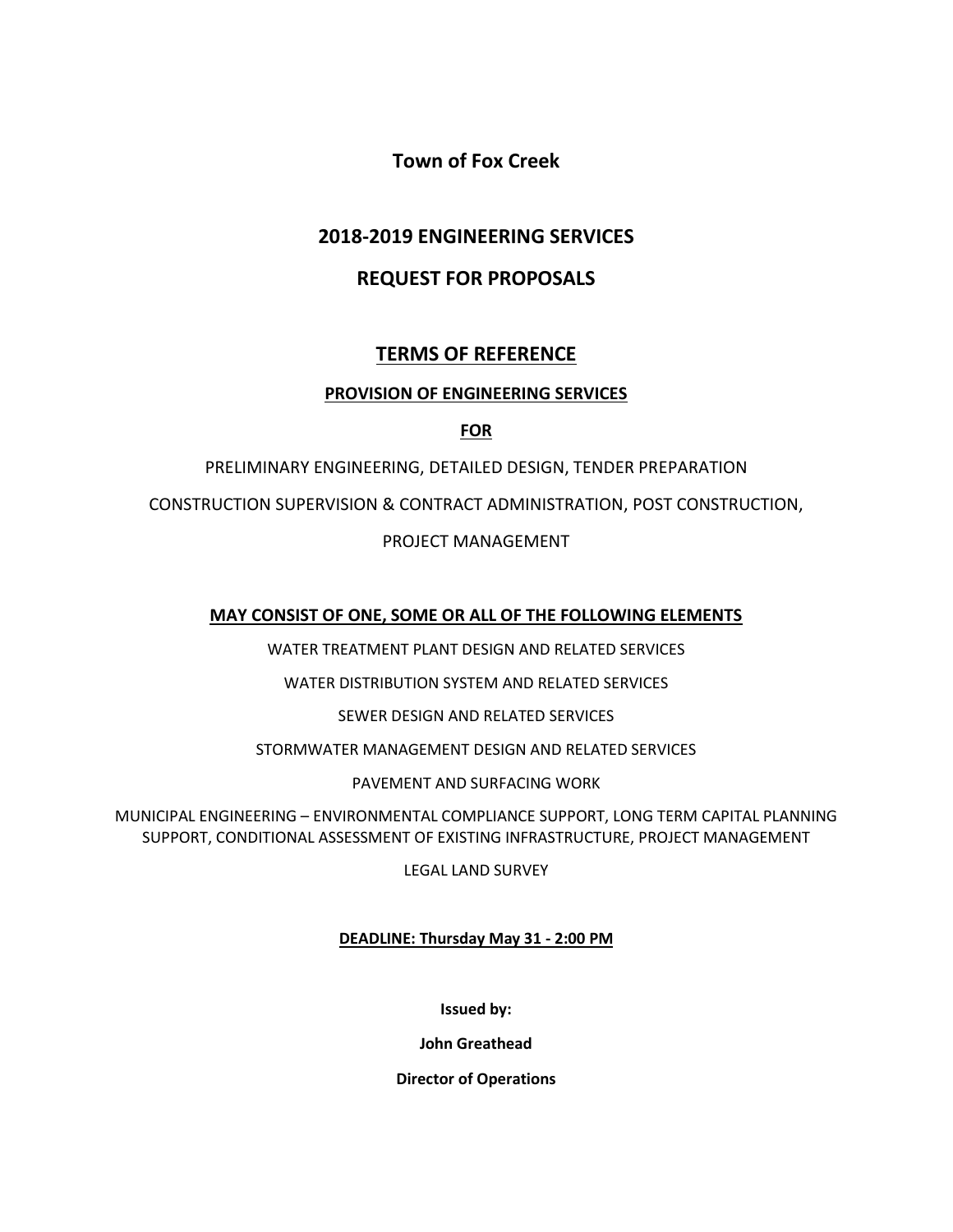# Town of Fox Creek

## 2018-2019 ENGINEERING SERVICES

## REQUEST FOR PROPOSALS

## TERMS OF REFERENCE

**PROVISION OF ENGINEERING SERVICES**

**FOR**

PRELIMINARY ENGINEERING, DETAILED DESIGN, TENDER PREPARATION

CONSTRUCTION SUPERVISION & CONTRACT ADMINISTRATION, POST CONSTRUCTION,

PROJECT MANAGEMENT

**MAY CONSIST OF ONE, SOME OR ALL OF THE FOLLOWING ELEMENTS**

WATER TREATMENT PLANT DESIGN AND RELATED SERVICES

WATER DISTRIBUTION SYSTEM AND RELATED SERVICES

SEWER DESIGN AND RELATED SERVICES

STORMWATER MANAGEMENT DESIGN AND RELATED SERVICES

PAVEMENT AND SURFACING WORK

MUNICIPAL ENGINEERING – ENVIRONMENTAL COMPLIANCE SUPPORT, LONG TERM CAPITAL PLANNING SUPPORT, CONDITIONAL ASSESSMENT OF EXISTING INFRASTRUCTURE, PROJECT MANAGEMENT

LEGAL LAND SURVEY

**DEADLINE: Thursday May 31 - 2:00 PM**

**Issued by:**

**John Greathead**

**Director of Operations**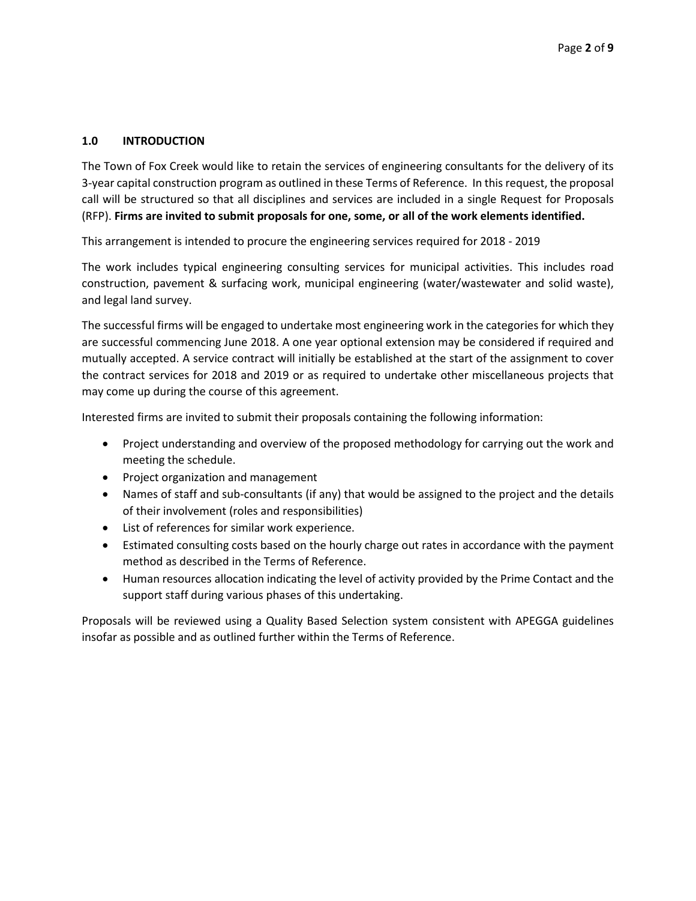## 1.0 INTRODUCTION

The Town of Fox Creek would like to retain the services of engineering consultants for the delivery of its 3-year capital construction program as outlined in these Terms of Reference. In this request, the proposal call will be structured so that all disciplines and services are included in a single Request for Proposals (RFP). **Firms are invited to submit proposals for one, some, or all of the work elements identified.**

This arrangement is intended to procure the engineering services required for 2018 - 2019

The work includes typical engineering consulting services for municipal activities. This includes road construction, pavement & surfacing work, municipal engineering (water/wastewater and solid waste), and legal land survey.

The successful firms will be engaged to undertake most engineering work in the categories for which they are successful commencing June 2018. A one year optional extension may be considered if required and mutually accepted. A service contract will initially be established at the start of the assignment to cover the contract services for 2018 and 2019 or as required to undertake other miscellaneous projects that may come up during the course of this agreement.

Interested firms are invited to submit their proposals containing the following information:

- Project understanding and overview of the proposed methodology for carrying out the work and meeting the schedule.
- Project organization and management
- Names of staff and sub-consultants (if any) that would be assigned to the project and the details of their involvement (roles and responsibilities)
- List of references for similar work experience.
- Estimated consulting costs based on the hourly charge out rates in accordance with the payment method as described in the Terms of Reference.
- Human resources allocation indicating the level of activity provided by the Prime Contact and the support staff during various phases of this undertaking.

Proposals will be reviewed using a Quality Based Selection system consistent with APEGGA guidelines insofar as possible and as outlined further within the Terms of Reference.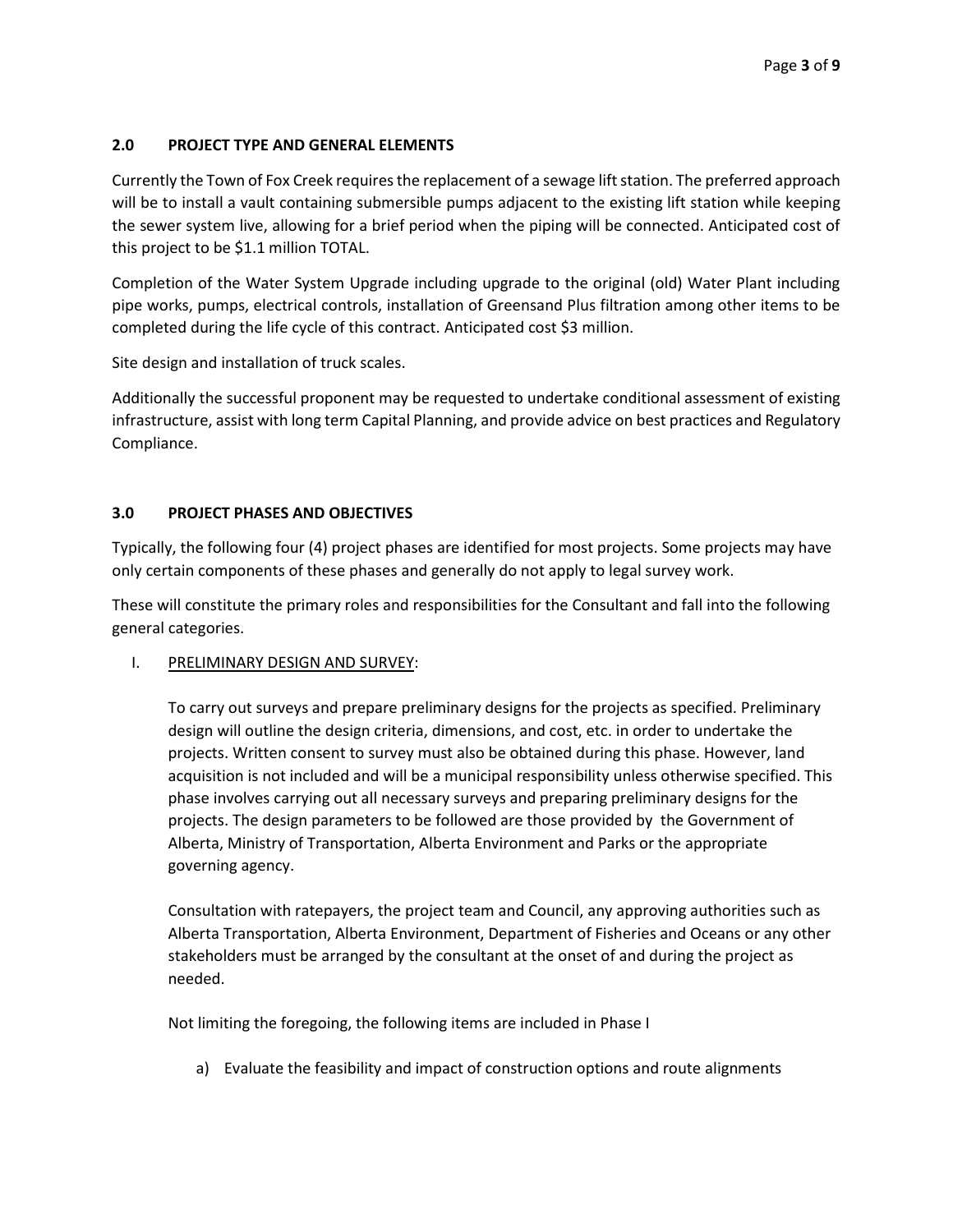## 2.0 PROJECT TYPE AND GENERAL ELEMENTS

Currently the Town of Fox Creek requires the replacement of a sewage lift station. The preferred approach will be to install a vault containing submersible pumps adjacent to the existing lift station while keeping the sewer system live, allowing for a brief period when the piping will be connected. Anticipated cost of this project to be $1.1 million TOTAL.

Completion of the Water System Upgrade including upgrade to the original (old) Water Plant including pipe works, pumps, electrical controls, installation of Greensand Plus filtration among other items to be completed during the life cycle of this contract. Anticipated cost $3 million.

Site design and installation of truck scales.

Additionally the successful proponent may be requested to undertake conditional assessment of existing infrastructure, assist with long term Capital Planning, and provide advice on best practices and Regulatory Compliance.

## 3.0 PROJECT PHASES AND OBJECTIVES

Typically, the following four (4) project phases are identified for most projects. Some projects may have only certain components of these phases and generally do not apply to legal survey work.

These will constitute the primary roles and responsibilities for the Consultant and fall into the following general categories.

I. <u>PRELIMINARY DESIGN AND SURVEY</u>:

To carry out surveys and prepare preliminary designs for the projects as specified. Preliminary design will outline the design criteria, dimensions, and cost, etc. in order to undertake the projects. Written consent to survey must also be obtained during this phase. However, land acquisition is not included and will be a municipal responsibility unless otherwise specified. This phase involves carrying out all necessary surveys and preparing preliminary designs for the projects. The design parameters to be followed are those provided by the Government of Alberta, Ministry of Transportation, Alberta Environment and Parks or the appropriate governing agency.

Consultation with ratepayers, the project team and Council, any approving authorities such as Alberta Transportation, Alberta Environment, Department of Fisheries and Oceans or any other stakeholders must be arranged by the consultant at the onset of and during the project as needed.

Not limiting the foregoing, the following items are included in Phase I

a) Evaluate the feasibility and impact of construction options and route alignments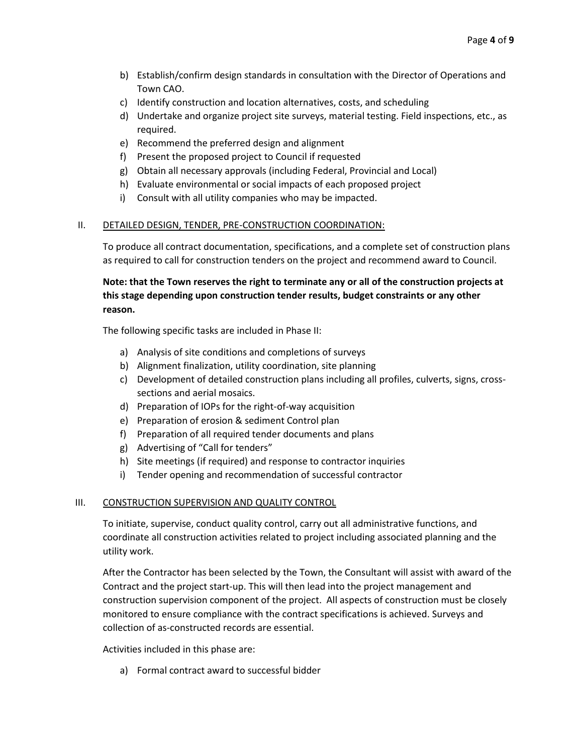b) Establish/confirm design standards in consultation with the Director of Operations and Town CAO.
c) Identify construction and location alternatives, costs, and scheduling
d) Undertake and organize project site surveys, material testing. Field inspections, etc., as required.
e) Recommend the preferred design and alignment
f) Present the proposed project to Council if requested
g) Obtain all necessary approvals (including Federal, Provincial and Local)
h) Evaluate environmental or social impacts of each proposed project
i) Consult with all utility companies who may be impacted.

II. DETAILED DESIGN, TENDER, PRE-CONSTRUCTION COORDINATION:

To produce all contract documentation, specifications, and a complete set of construction plans as required to call for construction tenders on the project and recommend award to Council.

**Note: that the Town reserves the right to terminate any or all of the construction projects at this stage depending upon construction tender results, budget constraints or any other reason.**

The following specific tasks are included in Phase II:

a) Analysis of site conditions and completions of surveys
b) Alignment finalization, utility coordination, site planning
c) Development of detailed construction plans including all profiles, culverts, signs, cross-sections and aerial mosaics.
d) Preparation of IOPs for the right-of-way acquisition
e) Preparation of erosion & sediment Control plan
f) Preparation of all required tender documents and plans
g) Advertising of "Call for tenders"
h) Site meetings (if required) and response to contractor inquiries
i) Tender opening and recommendation of successful contractor

III. CONSTRUCTION SUPERVISION AND QUALITY CONTROL

To initiate, supervise, conduct quality control, carry out all administrative functions, and coordinate all construction activities related to project including associated planning and the utility work.

After the Contractor has been selected by the Town, the Consultant will assist with award of the Contract and the project start-up. This will then lead into the project management and construction supervision component of the project. All aspects of construction must be closely monitored to ensure compliance with the contract specifications is achieved. Surveys and collection of as-constructed records are essential.

Activities included in this phase are:

a) Formal contract award to successful bidder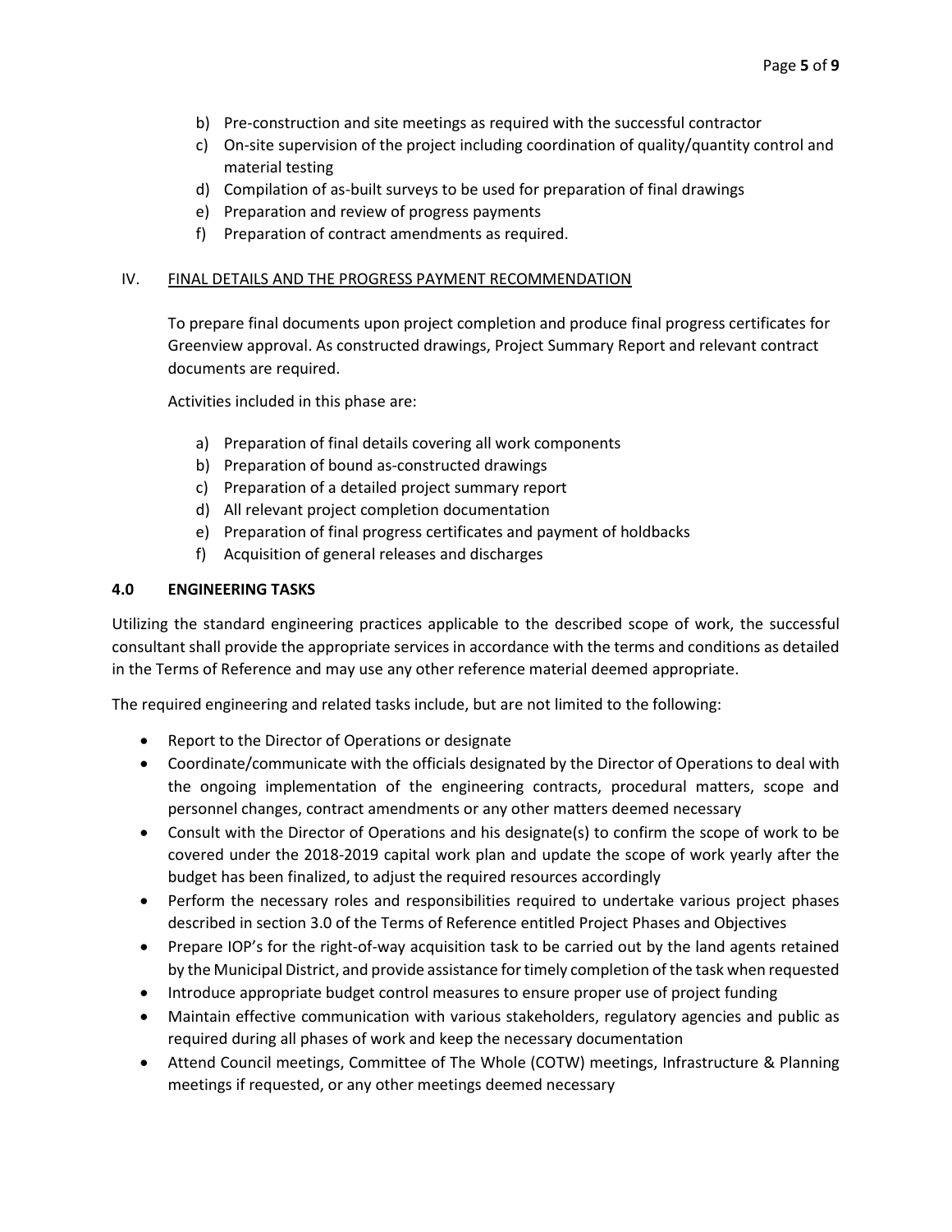b) Pre-construction and site meetings as required with the successful contractor
c) On-site supervision of the project including coordination of quality/quantity control and material testing
d) Compilation of as-built surveys to be used for preparation of final drawings
e) Preparation and review of progress payments
f) Preparation of contract amendments as required.

IV. <u>FINAL DETAILS AND THE PROGRESS PAYMENT RECOMMENDATION</u>

To prepare final documents upon project completion and produce final progress certificates for Greenview approval. As constructed drawings, Project Summary Report and relevant contract documents are required.

Activities included in this phase are:

a) Preparation of final details covering all work components
b) Preparation of bound as-constructed drawings
c) Preparation of a detailed project summary report
d) All relevant project completion documentation
e) Preparation of final progress certificates and payment of holdbacks
f) Acquisition of general releases and discharges

## 4.0 ENGINEERING TASKS

Utilizing the standard engineering practices applicable to the described scope of work, the successful consultant shall provide the appropriate services in accordance with the terms and conditions as detailed in the Terms of Reference and may use any other reference material deemed appropriate.

The required engineering and related tasks include, but are not limited to the following:

- Report to the Director of Operations or designate
- Coordinate/communicate with the officials designated by the Director of Operations to deal with the ongoing implementation of the engineering contracts, procedural matters, scope and personnel changes, contract amendments or any other matters deemed necessary
- Consult with the Director of Operations and his designate(s) to confirm the scope of work to be covered under the 2018-2019 capital work plan and update the scope of work yearly after the budget has been finalized, to adjust the required resources accordingly
- Perform the necessary roles and responsibilities required to undertake various project phases described in section 3.0 of the Terms of Reference entitled Project Phases and Objectives
- Prepare IOP's for the right-of-way acquisition task to be carried out by the land agents retained by the Municipal District, and provide assistance for timely completion of the task when requested
- Introduce appropriate budget control measures to ensure proper use of project funding
- Maintain effective communication with various stakeholders, regulatory agencies and public as required during all phases of work and keep the necessary documentation
- Attend Council meetings, Committee of The Whole (COTW) meetings, Infrastructure & Planning meetings if requested, or any other meetings deemed necessary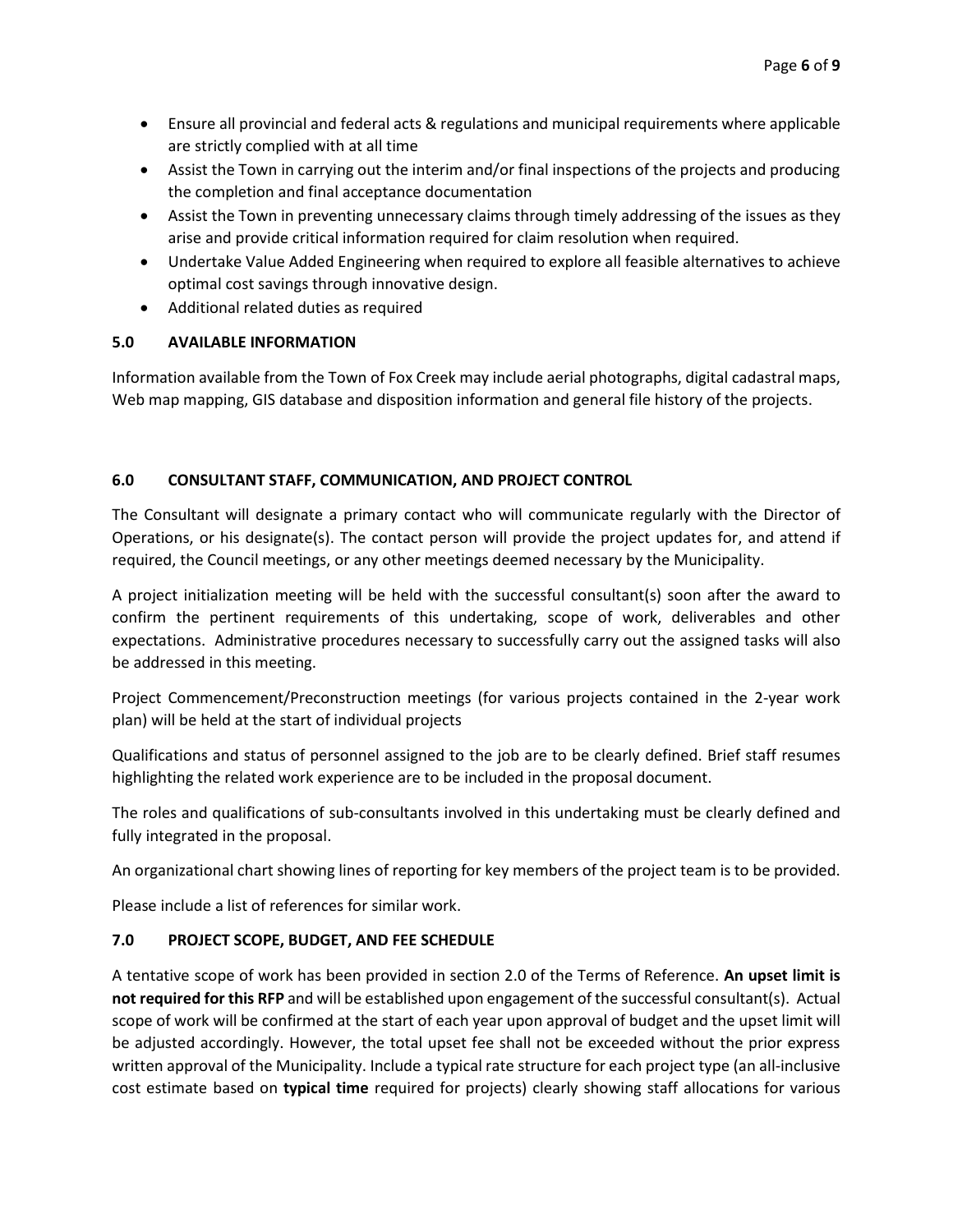- Ensure all provincial and federal acts & regulations and municipal requirements where applicable are strictly complied with at all time
- Assist the Town in carrying out the interim and/or final inspections of the projects and producing the completion and final acceptance documentation
- Assist the Town in preventing unnecessary claims through timely addressing of the issues as they arise and provide critical information required for claim resolution when required.
- Undertake Value Added Engineering when required to explore all feasible alternatives to achieve optimal cost savings through innovative design.
- Additional related duties as required

## 5.0 AVAILABLE INFORMATION

Information available from the Town of Fox Creek may include aerial photographs, digital cadastral maps, Web map mapping, GIS database and disposition information and general file history of the projects.

## 6.0 CONSULTANT STAFF, COMMUNICATION, AND PROJECT CONTROL

The Consultant will designate a primary contact who will communicate regularly with the Director of Operations, or his designate(s). The contact person will provide the project updates for, and attend if required, the Council meetings, or any other meetings deemed necessary by the Municipality.

A project initialization meeting will be held with the successful consultant(s) soon after the award to confirm the pertinent requirements of this undertaking, scope of work, deliverables and other expectations. Administrative procedures necessary to successfully carry out the assigned tasks will also be addressed in this meeting.

Project Commencement/Preconstruction meetings (for various projects contained in the 2-year work plan) will be held at the start of individual projects

Qualifications and status of personnel assigned to the job are to be clearly defined. Brief staff resumes highlighting the related work experience are to be included in the proposal document.

The roles and qualifications of sub-consultants involved in this undertaking must be clearly defined and fully integrated in the proposal.

An organizational chart showing lines of reporting for key members of the project team is to be provided.

Please include a list of references for similar work.

## 7.0 PROJECT SCOPE, BUDGET, AND FEE SCHEDULE

A tentative scope of work has been provided in section 2.0 of the Terms of Reference. **An upset limit is not required for this RFP** and will be established upon engagement of the successful consultant(s). Actual scope of work will be confirmed at the start of each year upon approval of budget and the upset limit will be adjusted accordingly. However, the total upset fee shall not be exceeded without the prior express written approval of the Municipality. Include a typical rate structure for each project type (an all-inclusive cost estimate based on **typical time** required for projects) clearly showing staff allocations for various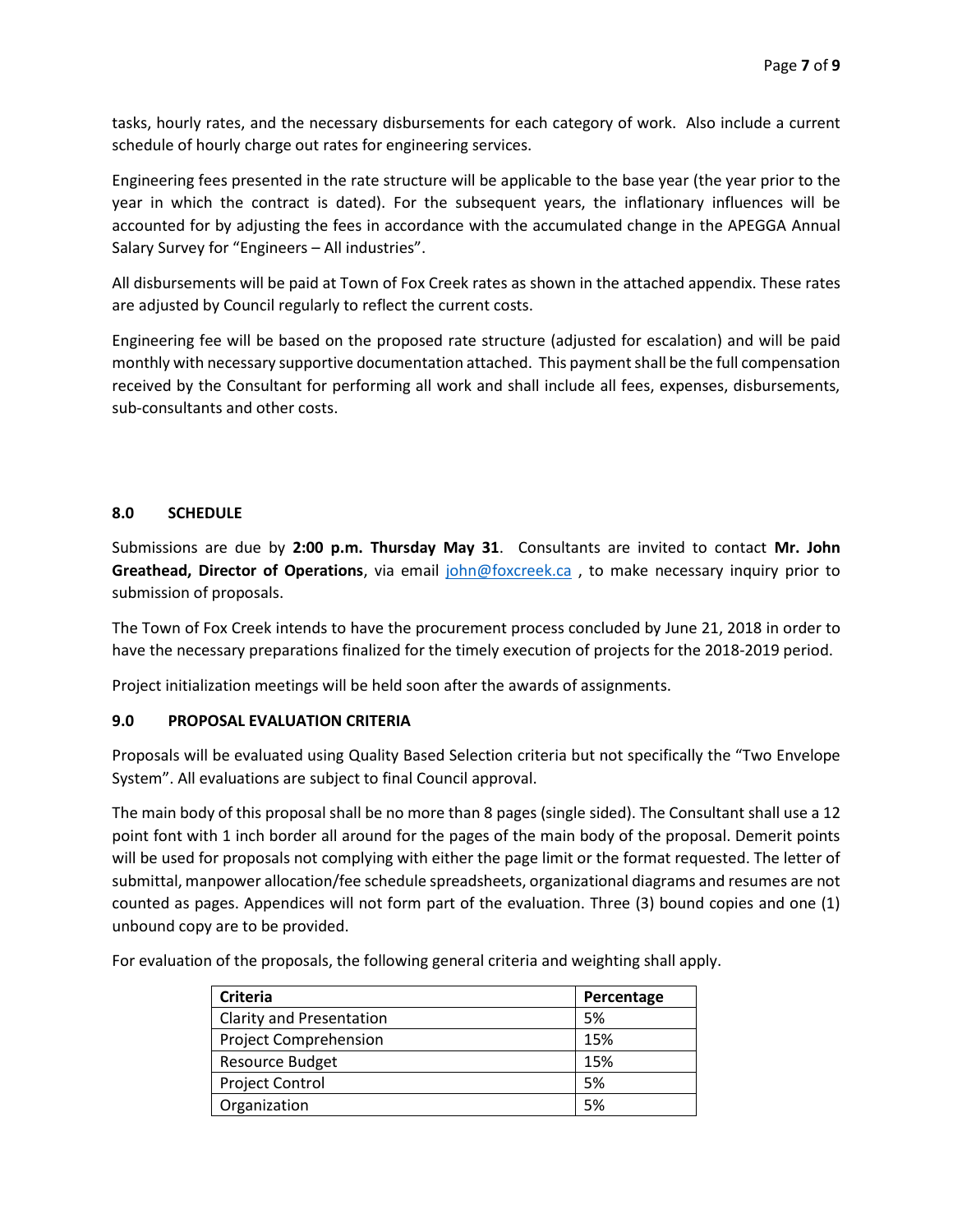tasks, hourly rates, and the necessary disbursements for each category of work. Also include a current schedule of hourly charge out rates for engineering services.

Engineering fees presented in the rate structure will be applicable to the base year (the year prior to the year in which the contract is dated). For the subsequent years, the inflationary influences will be accounted for by adjusting the fees in accordance with the accumulated change in the APEGGA Annual Salary Survey for "Engineers – All industries".

All disbursements will be paid at Town of Fox Creek rates as shown in the attached appendix. These rates are adjusted by Council regularly to reflect the current costs.

Engineering fee will be based on the proposed rate structure (adjusted for escalation) and will be paid monthly with necessary supportive documentation attached. This payment shall be the full compensation received by the Consultant for performing all work and shall include all fees, expenses, disbursements, sub-consultants and other costs.

## 8.0 SCHEDULE

Submissions are due by **2:00 p.m. Thursday May 31**. Consultants are invited to contact **Mr. John Greathead, Director of Operations**, via email john@foxcreek.ca , to make necessary inquiry prior to submission of proposals.

The Town of Fox Creek intends to have the procurement process concluded by June 21, 2018 in order to have the necessary preparations finalized for the timely execution of projects for the 2018-2019 period.

Project initialization meetings will be held soon after the awards of assignments.

## 9.0 PROPOSAL EVALUATION CRITERIA

Proposals will be evaluated using Quality Based Selection criteria but not specifically the "Two Envelope System". All evaluations are subject to final Council approval.

The main body of this proposal shall be no more than 8 pages (single sided). The Consultant shall use a 12 point font with 1 inch border all around for the pages of the main body of the proposal. Demerit points will be used for proposals not complying with either the page limit or the format requested. The letter of submittal, manpower allocation/fee schedule spreadsheets, organizational diagrams and resumes are not counted as pages. Appendices will not form part of the evaluation. Three (3) bound copies and one (1) unbound copy are to be provided.

For evaluation of the proposals, the following general criteria and weighting shall apply.

| Criteria | Percentage |
|---|---|
| Clarity and Presentation | 5% |
| Project Comprehension | 15% |
| Resource Budget | 15% |
| Project Control | 5% |
| Organization | 5% |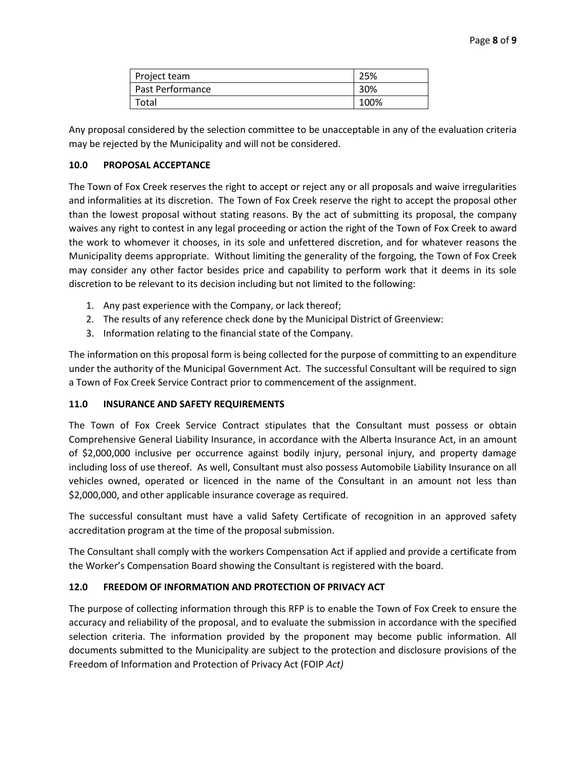| Project team | 25% |
| --- | --- |
| Past Performance | 30% |
| Total | 100% |

Any proposal considered by the selection committee to be unacceptable in any of the evaluation criteria may be rejected by the Municipality and will not be considered.

### 10.0 PROPOSAL ACCEPTANCE

The Town of Fox Creek reserves the right to accept or reject any or all proposals and waive irregularities and informalities at its discretion. The Town of Fox Creek reserve the right to accept the proposal other than the lowest proposal without stating reasons. By the act of submitting its proposal, the company waives any right to contest in any legal proceeding or action the right of the Town of Fox Creek to award the work to whomever it chooses, in its sole and unfettered discretion, and for whatever reasons the Municipality deems appropriate. Without limiting the generality of the forgoing, the Town of Fox Creek may consider any other factor besides price and capability to perform work that it deems in its sole discretion to be relevant to its decision including but not limited to the following:

1. Any past experience with the Company, or lack thereof;
2. The results of any reference check done by the Municipal District of Greenview:
3. Information relating to the financial state of the Company.

The information on this proposal form is being collected for the purpose of committing to an expenditure under the authority of the Municipal Government Act. The successful Consultant will be required to sign a Town of Fox Creek Service Contract prior to commencement of the assignment.

### 11.0 INSURANCE AND SAFETY REQUIREMENTS

The Town of Fox Creek Service Contract stipulates that the Consultant must possess or obtain Comprehensive General Liability Insurance, in accordance with the Alberta Insurance Act, in an amount of $2,000,000 inclusive per occurrence against bodily injury, personal injury, and property damage including loss of use thereof. As well, Consultant must also possess Automobile Liability Insurance on all vehicles owned, operated or licenced in the name of the Consultant in an amount not less than $2,000,000, and other applicable insurance coverage as required.

The successful consultant must have a valid Safety Certificate of recognition in an approved safety accreditation program at the time of the proposal submission.

The Consultant shall comply with the workers Compensation Act if applied and provide a certificate from the Worker's Compensation Board showing the Consultant is registered with the board.

### 12.0 FREEDOM OF INFORMATION AND PROTECTION OF PRIVACY ACT

The purpose of collecting information through this RFP is to enable the Town of Fox Creek to ensure the accuracy and reliability of the proposal, and to evaluate the submission in accordance with the specified selection criteria. The information provided by the proponent may become public information. All documents submitted to the Municipality are subject to the protection and disclosure provisions of the Freedom of Information and Protection of Privacy Act (FOIP *Act)*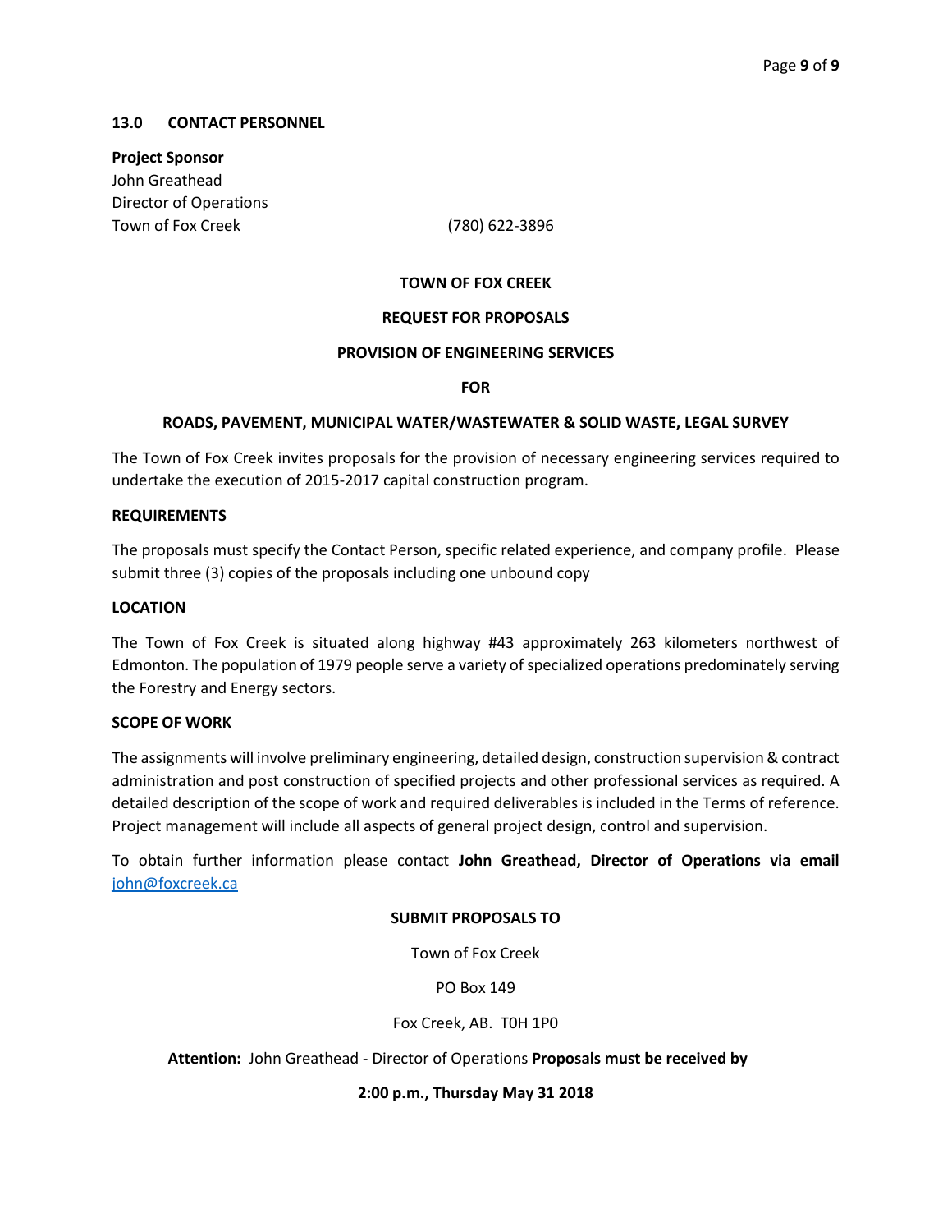## 13.0 CONTACT PERSONNEL

**Project Sponsor**
John Greathead
Director of Operations
Town of Fox Creek (780) 622-3896

**TOWN OF FOX CREEK**

**REQUEST FOR PROPOSALS**

**PROVISION OF ENGINEERING SERVICES**

**FOR**

**ROADS, PAVEMENT, MUNICIPAL WATER/WASTEWATER & SOLID WASTE, LEGAL SURVEY**

The Town of Fox Creek invites proposals for the provision of necessary engineering services required to undertake the execution of 2015-2017 capital construction program.

**REQUIREMENTS**

The proposals must specify the Contact Person, specific related experience, and company profile. Please submit three (3) copies of the proposals including one unbound copy

**LOCATION**

The Town of Fox Creek is situated along highway #43 approximately 263 kilometers northwest of Edmonton. The population of 1979 people serve a variety of specialized operations predominately serving the Forestry and Energy sectors.

**SCOPE OF WORK**

The assignments will involve preliminary engineering, detailed design, construction supervision & contract administration and post construction of specified projects and other professional services as required. A detailed description of the scope of work and required deliverables is included in the Terms of reference. Project management will include all aspects of general project design, control and supervision.

To obtain further information please contact **John Greathead, Director of Operations via email** john@foxcreek.ca

**SUBMIT PROPOSALS TO**

Town of Fox Creek

PO Box 149

Fox Creek, AB. T0H 1P0

**Attention:** John Greathead - Director of Operations **Proposals must be received by**

**2:00 p.m., Thursday May 31 2018**